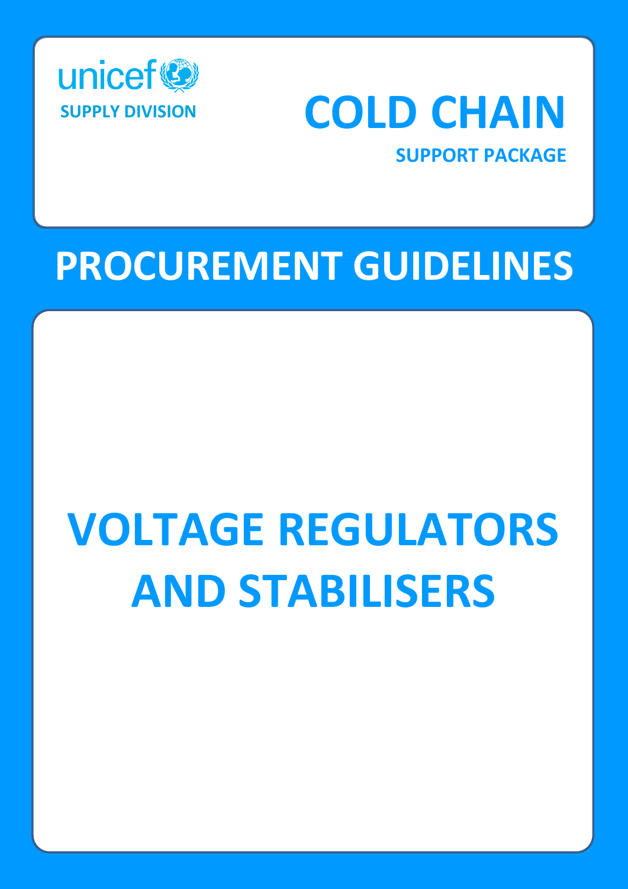unicef

SUPPLY DIVISION

# COLD CHAIN

SUPPORT PACKAGE

# PROCUREMENT GUIDELINES

# VOLTAGE REGULATORS AND STABILISERS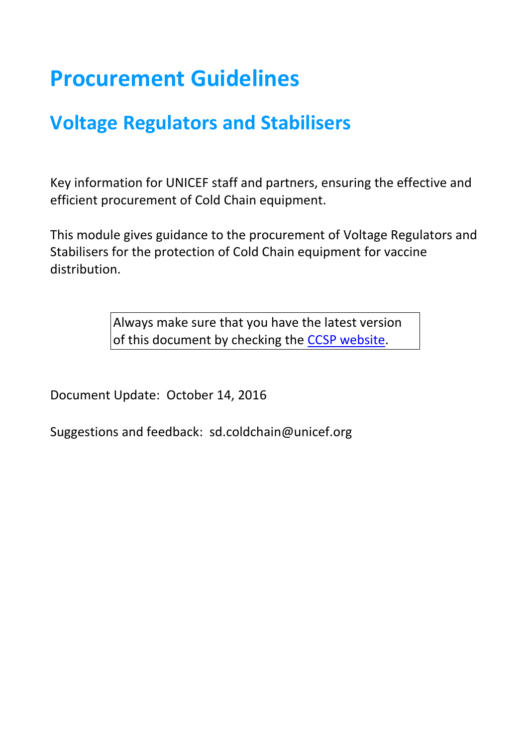# Procurement Guidelines

## Voltage Regulators and Stabilisers

Key information for UNICEF staff and partners, ensuring the effective and efficient procurement of Cold Chain equipment.

This module gives guidance to the procurement of Voltage Regulators and Stabilisers for the protection of Cold Chain equipment for vaccine distribution.

> Always make sure that you have the latest version of this document by checking the CCSP website.

Document Update: October 14, 2016

Suggestions and feedback: sd.coldchain@unicef.org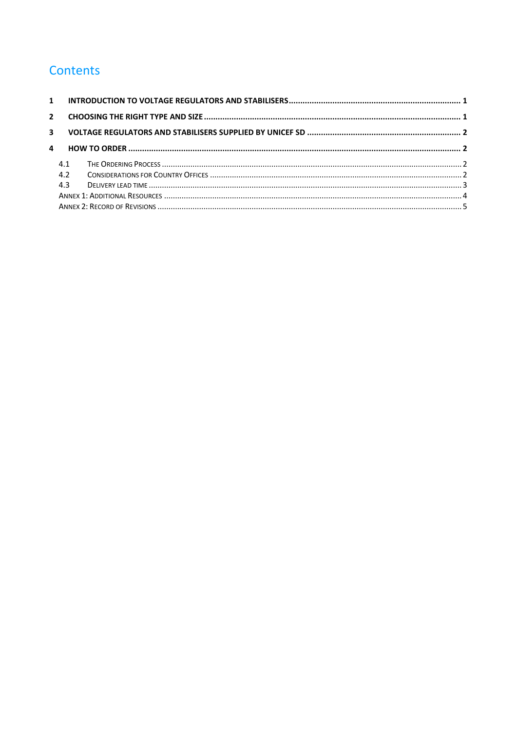# Contents

**1 INTRODUCTION TO VOLTAGE REGULATORS AND STABILISERS ........................................................................ 1**

**2 CHOOSING THE RIGHT TYPE AND SIZE ............................................................................................................ 1**

**3 VOLTAGE REGULATORS AND STABILISERS SUPPLIED BY UNICEF SD ................................................................ 2**

**4 HOW TO ORDER ............................................................................................................................................ 2**

4.1 THE ORDERING PROCESS ........................................................................................................................ 2

4.2 CONSIDERATIONS FOR COUNTRY OFFICES .................................................................................................. 2

4.3 DELIVERY LEAD TIME ............................................................................................................................. 3

ANNEX 1: ADDITIONAL RESOURCES ........................................................................................................................ 4

ANNEX 2: RECORD OF REVISIONS .......................................................................................................................... 5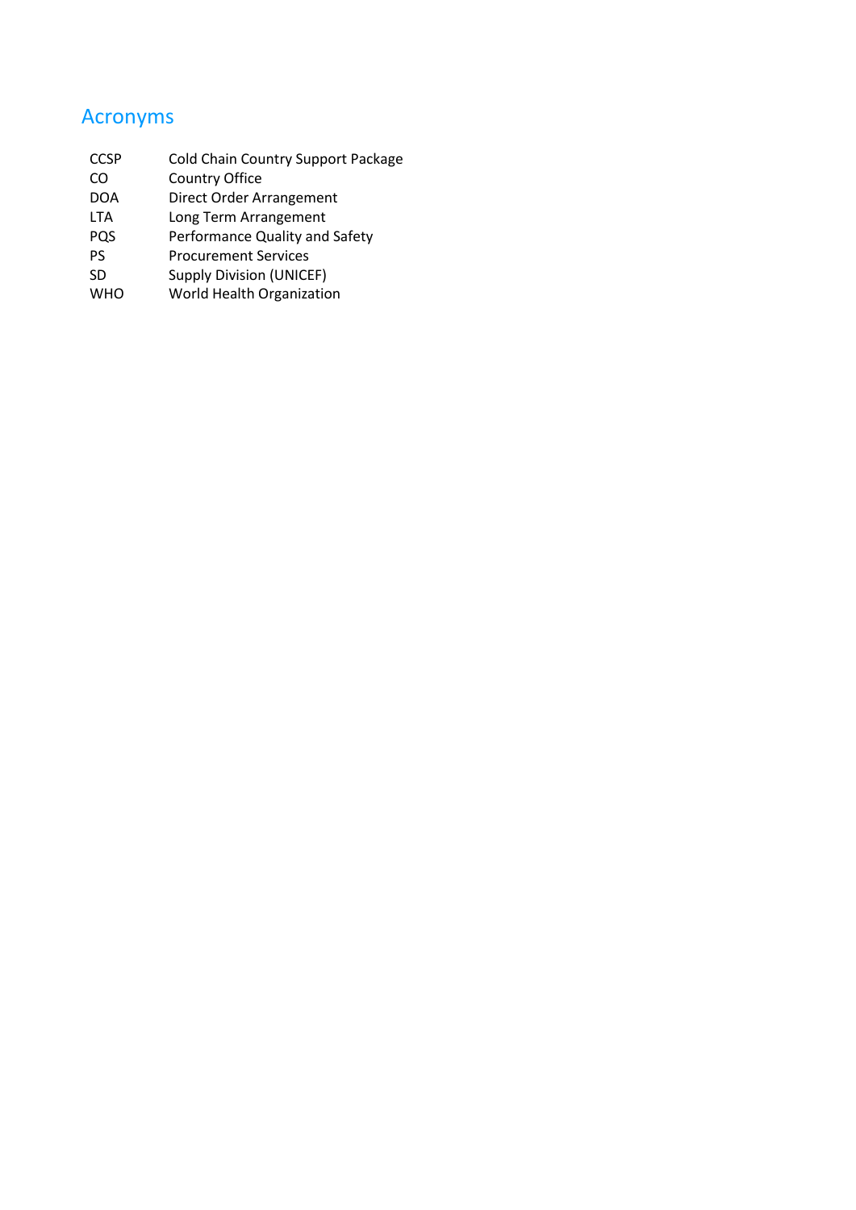# Acronyms

| | |
|---|---|
| CCSP | Cold Chain Country Support Package |
| CO | Country Office |
| DOA | Direct Order Arrangement |
| LTA | Long Term Arrangement |
| PQS | Performance Quality and Safety |
| PS | Procurement Services |
| SD | Supply Division (UNICEF) |
| WHO | World Health Organization |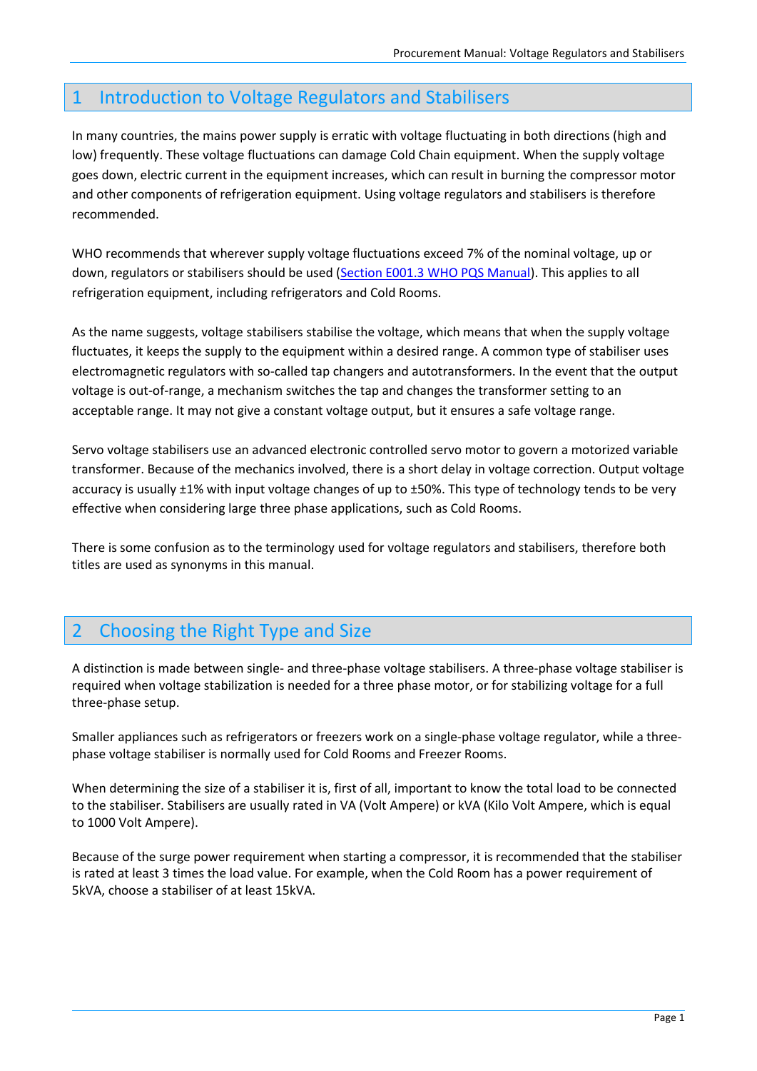# 1 Introduction to Voltage Regulators and Stabilisers

In many countries, the mains power supply is erratic with voltage fluctuating in both directions (high and low) frequently. These voltage fluctuations can damage Cold Chain equipment. When the supply voltage goes down, electric current in the equipment increases, which can result in burning the compressor motor and other components of refrigeration equipment. Using voltage regulators and stabilisers is therefore recommended.

WHO recommends that wherever supply voltage fluctuations exceed 7% of the nominal voltage, up or down, regulators or stabilisers should be used (Section E001.3 WHO PQS Manual). This applies to all refrigeration equipment, including refrigerators and Cold Rooms.

As the name suggests, voltage stabilisers stabilise the voltage, which means that when the supply voltage fluctuates, it keeps the supply to the equipment within a desired range. A common type of stabiliser uses electromagnetic regulators with so-called tap changers and autotransformers. In the event that the output voltage is out-of-range, a mechanism switches the tap and changes the transformer setting to an acceptable range. It may not give a constant voltage output, but it ensures a safe voltage range.

Servo voltage stabilisers use an advanced electronic controlled servo motor to govern a motorized variable transformer. Because of the mechanics involved, there is a short delay in voltage correction. Output voltage accuracy is usually ±1% with input voltage changes of up to ±50%. This type of technology tends to be very effective when considering large three phase applications, such as Cold Rooms.

There is some confusion as to the terminology used for voltage regulators and stabilisers, therefore both titles are used as synonyms in this manual.

# 2 Choosing the Right Type and Size

A distinction is made between single- and three-phase voltage stabilisers. A three-phase voltage stabiliser is required when voltage stabilization is needed for a three phase motor, or for stabilizing voltage for a full three-phase setup.

Smaller appliances such as refrigerators or freezers work on a single-phase voltage regulator, while a three-phase voltage stabiliser is normally used for Cold Rooms and Freezer Rooms.

When determining the size of a stabiliser it is, first of all, important to know the total load to be connected to the stabiliser. Stabilisers are usually rated in VA (Volt Ampere) or kVA (Kilo Volt Ampere, which is equal to 1000 Volt Ampere).

Because of the surge power requirement when starting a compressor, it is recommended that the stabiliser is rated at least 3 times the load value. For example, when the Cold Room has a power requirement of 5kVA, choose a stabiliser of at least 15kVA.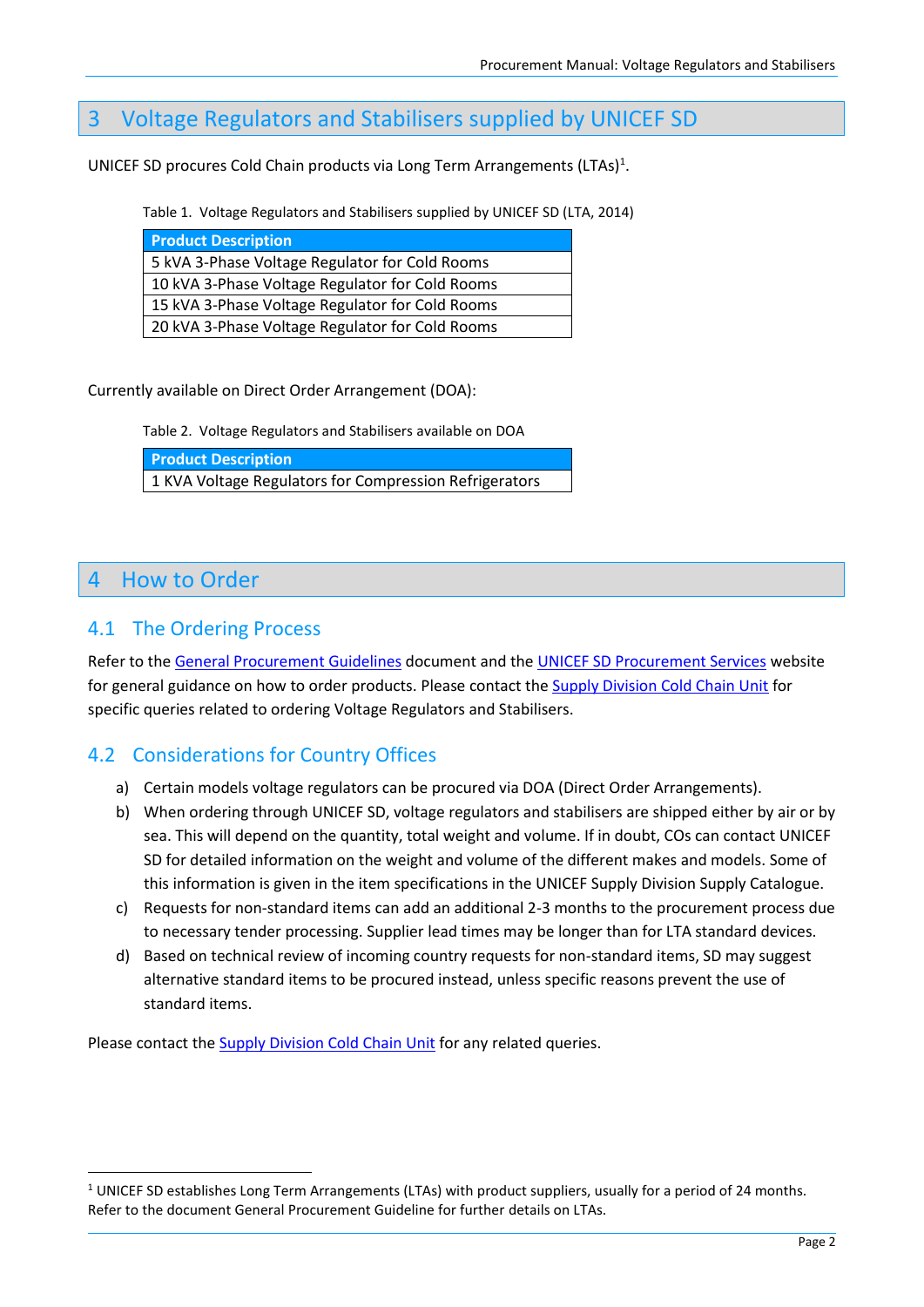# 3 Voltage Regulators and Stabilisers supplied by UNICEF SD

UNICEF SD procures Cold Chain products via Long Term Arrangements (LTAs)[1].

Table 1. Voltage Regulators and Stabilisers supplied by UNICEF SD (LTA, 2014)

| Product Description |
| --- |
| 5 kVA 3-Phase Voltage Regulator for Cold Rooms |
| 10 kVA 3-Phase Voltage Regulator for Cold Rooms |
| 15 kVA 3-Phase Voltage Regulator for Cold Rooms |
| 20 kVA 3-Phase Voltage Regulator for Cold Rooms |

Currently available on Direct Order Arrangement (DOA):

Table 2. Voltage Regulators and Stabilisers available on DOA

| Product Description |
| --- |
| 1 KVA Voltage Regulators for Compression Refrigerators |

# 4 How to Order

## 4.1 The Ordering Process

Refer to the General Procurement Guidelines document and the UNICEF SD Procurement Services website for general guidance on how to order products. Please contact the Supply Division Cold Chain Unit for specific queries related to ordering Voltage Regulators and Stabilisers.

## 4.2 Considerations for Country Offices

a) Certain models voltage regulators can be procured via DOA (Direct Order Arrangements).
b) When ordering through UNICEF SD, voltage regulators and stabilisers are shipped either by air or by sea. This will depend on the quantity, total weight and volume. If in doubt, COs can contact UNICEF SD for detailed information on the weight and volume of the different makes and models. Some of this information is given in the item specifications in the UNICEF Supply Division Supply Catalogue.
c) Requests for non-standard items can add an additional 2-3 months to the procurement process due to necessary tender processing. Supplier lead times may be longer than for LTA standard devices.
d) Based on technical review of incoming country requests for non-standard items, SD may suggest alternative standard items to be procured instead, unless specific reasons prevent the use of standard items.

Please contact the Supply Division Cold Chain Unit for any related queries.

---

[1] UNICEF SD establishes Long Term Arrangements (LTAs) with product suppliers, usually for a period of 24 months. Refer to the document General Procurement Guideline for further details on LTAs.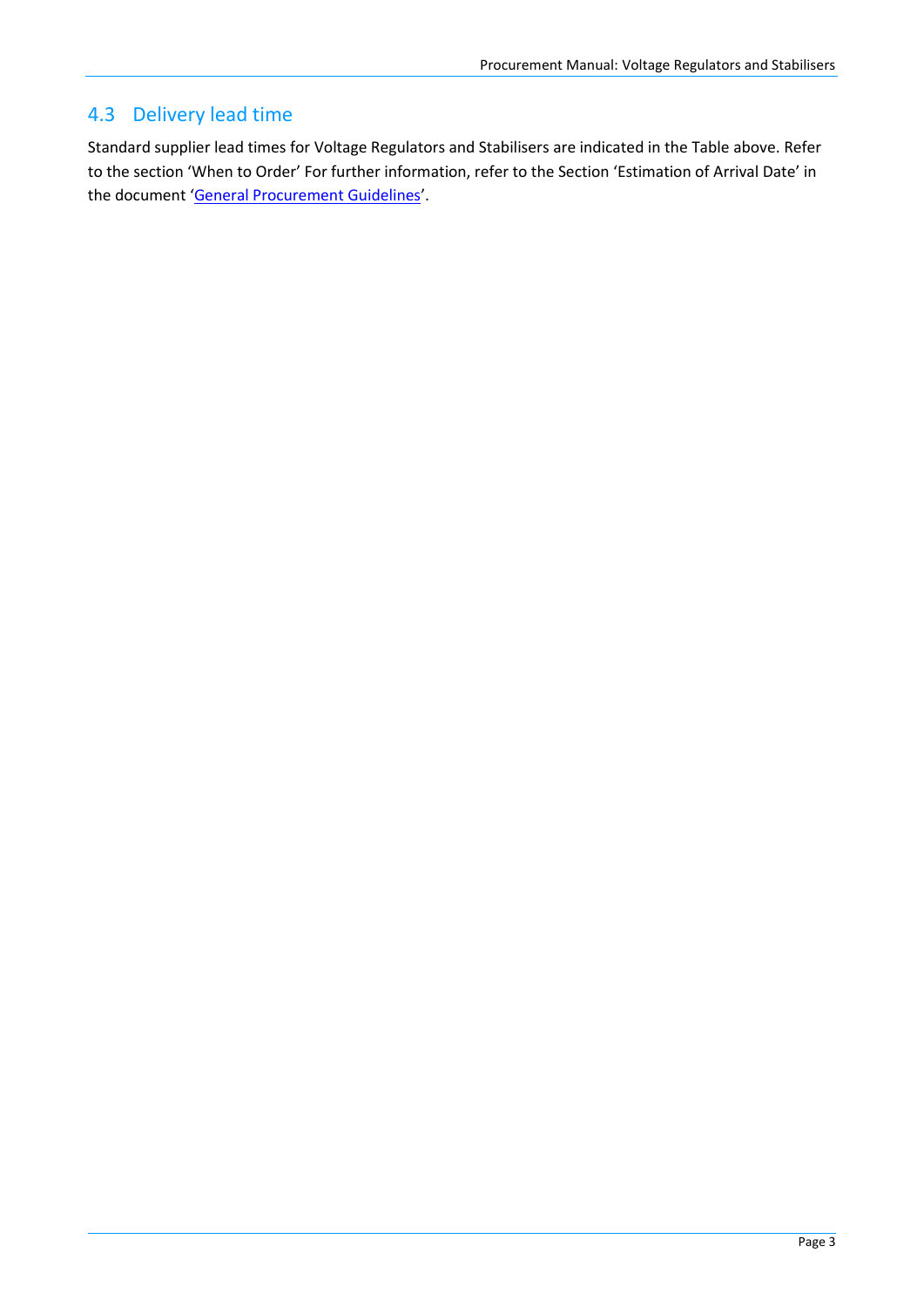## 4.3 Delivery lead time

Standard supplier lead times for Voltage Regulators and Stabilisers are indicated in the Table above. Refer to the section 'When to Order' For further information, refer to the Section 'Estimation of Arrival Date' in the document '[General Procurement Guidelines]'.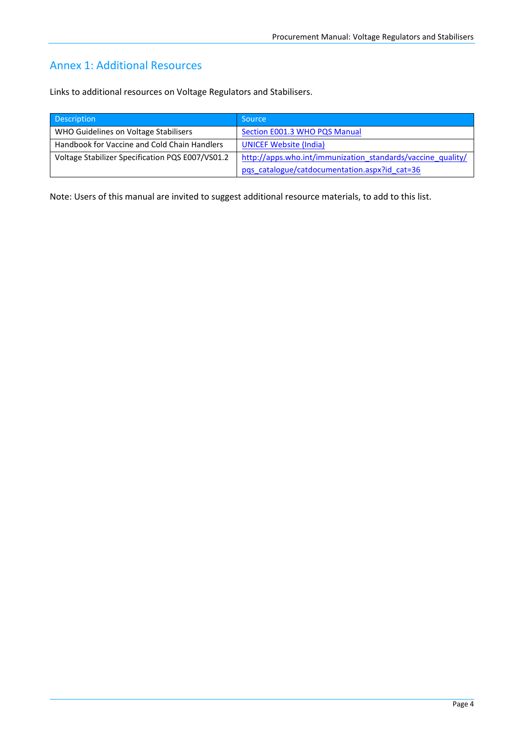## Annex 1: Additional Resources

Links to additional resources on Voltage Regulators and Stabilisers.

| Description | Source |
|---|---|
| WHO Guidelines on Voltage Stabilisers | Section E001.3 WHO PQS Manual |
| Handbook for Vaccine and Cold Chain Handlers | UNICEF Website (India) |
| Voltage Stabilizer Specification PQS E007/VS01.2 | http://apps.who.int/immunization_standards/vaccine_quality/pqs_catalogue/catdocumentation.aspx?id_cat=36 |

Note: Users of this manual are invited to suggest additional resource materials, to add to this list.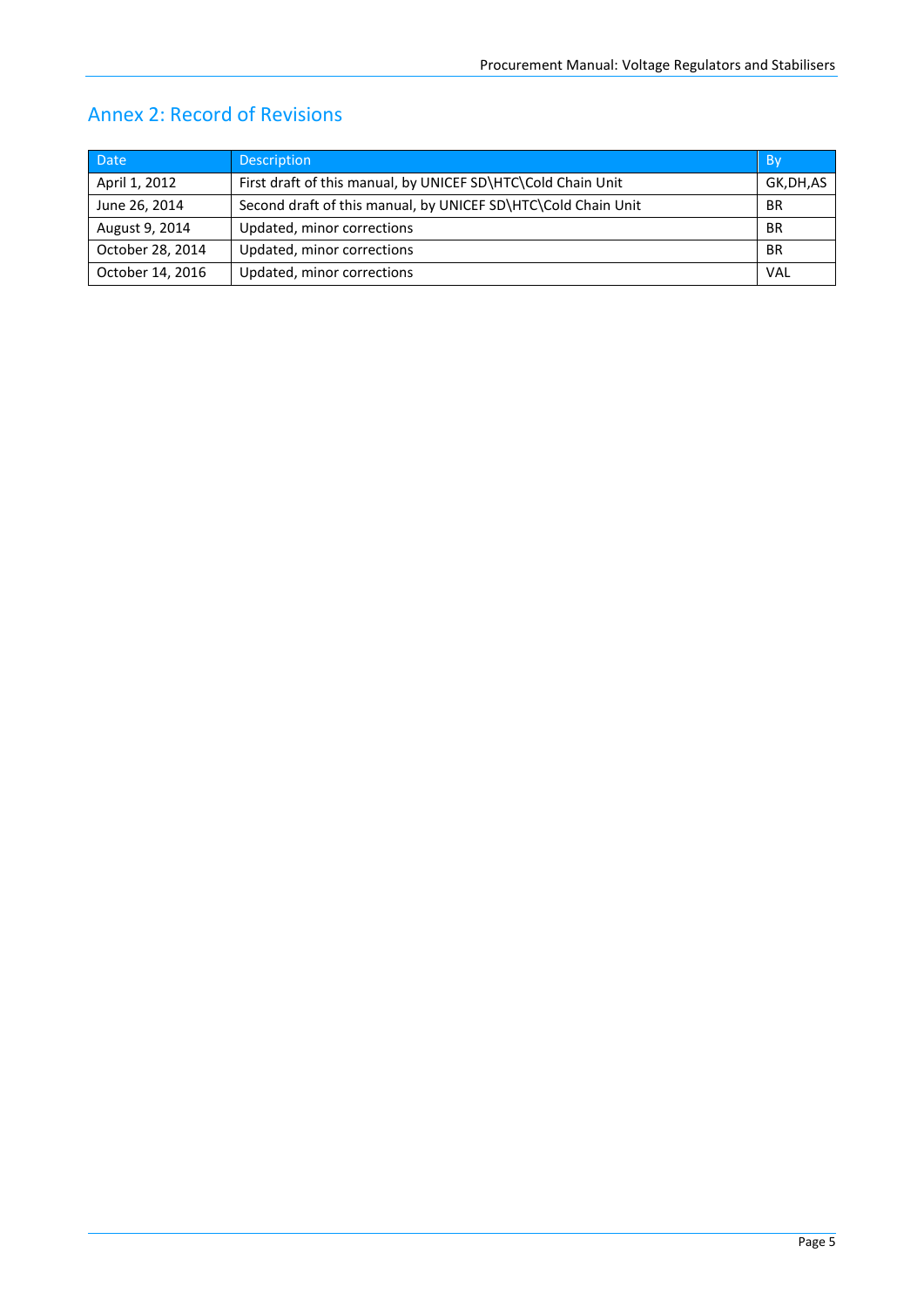## Annex 2: Record of Revisions

| Date | Description | By |
|---|---|---|
| April 1, 2012 | First draft of this manual, by UNICEF SD\HTC\Cold Chain Unit | GK,DH,AS |
| June 26, 2014 | Second draft of this manual, by UNICEF SD\HTC\Cold Chain Unit | BR |
| August 9, 2014 | Updated, minor corrections | BR |
| October 28, 2014 | Updated, minor corrections | BR |
| October 14, 2016 | Updated, minor corrections | VAL |